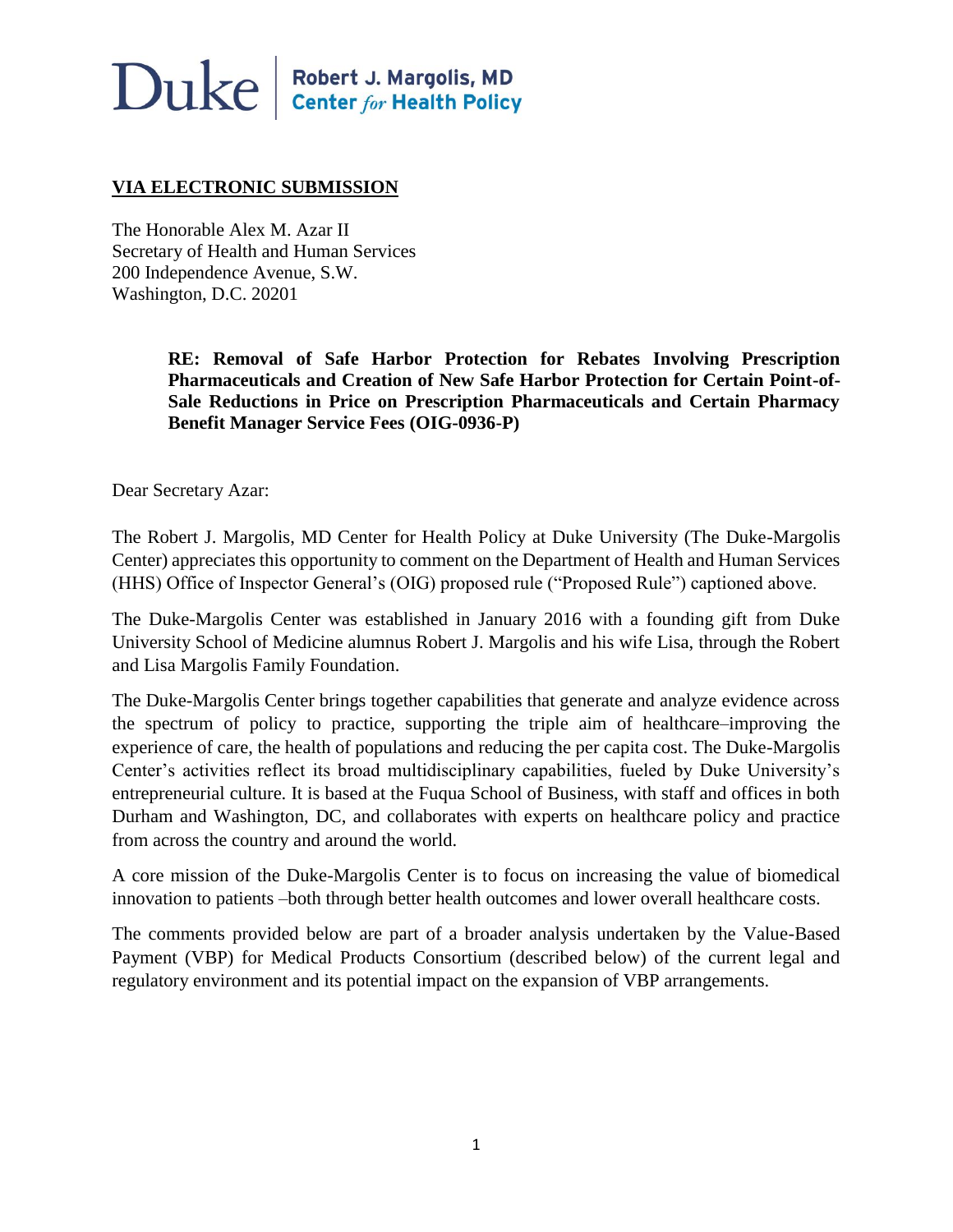Duke | Robert J. Margolis, MD Center *for* Health Policy

**VIA ELECTRONIC SUBMISSION**

The Honorable Alex M. Azar II
Secretary of Health and Human Services
200 Independence Avenue, S.W.
Washington, D.C. 20201

**RE: Removal of Safe Harbor Protection for Rebates Involving Prescription Pharmaceuticals and Creation of New Safe Harbor Protection for Certain Point-of-Sale Reductions in Price on Prescription Pharmaceuticals and Certain Pharmacy Benefit Manager Service Fees (OIG-0936-P)**

Dear Secretary Azar:

The Robert J. Margolis, MD Center for Health Policy at Duke University (The Duke-Margolis Center) appreciates this opportunity to comment on the Department of Health and Human Services (HHS) Office of Inspector General's (OIG) proposed rule ("Proposed Rule") captioned above.

The Duke-Margolis Center was established in January 2016 with a founding gift from Duke University School of Medicine alumnus Robert J. Margolis and his wife Lisa, through the Robert and Lisa Margolis Family Foundation.

The Duke-Margolis Center brings together capabilities that generate and analyze evidence across the spectrum of policy to practice, supporting the triple aim of healthcare–improving the experience of care, the health of populations and reducing the per capita cost. The Duke-Margolis Center's activities reflect its broad multidisciplinary capabilities, fueled by Duke University's entrepreneurial culture. It is based at the Fuqua School of Business, with staff and offices in both Durham and Washington, DC, and collaborates with experts on healthcare policy and practice from across the country and around the world.

A core mission of the Duke-Margolis Center is to focus on increasing the value of biomedical innovation to patients –both through better health outcomes and lower overall healthcare costs.

The comments provided below are part of a broader analysis undertaken by the Value-Based Payment (VBP) for Medical Products Consortium (described below) of the current legal and regulatory environment and its potential impact on the expansion of VBP arrangements.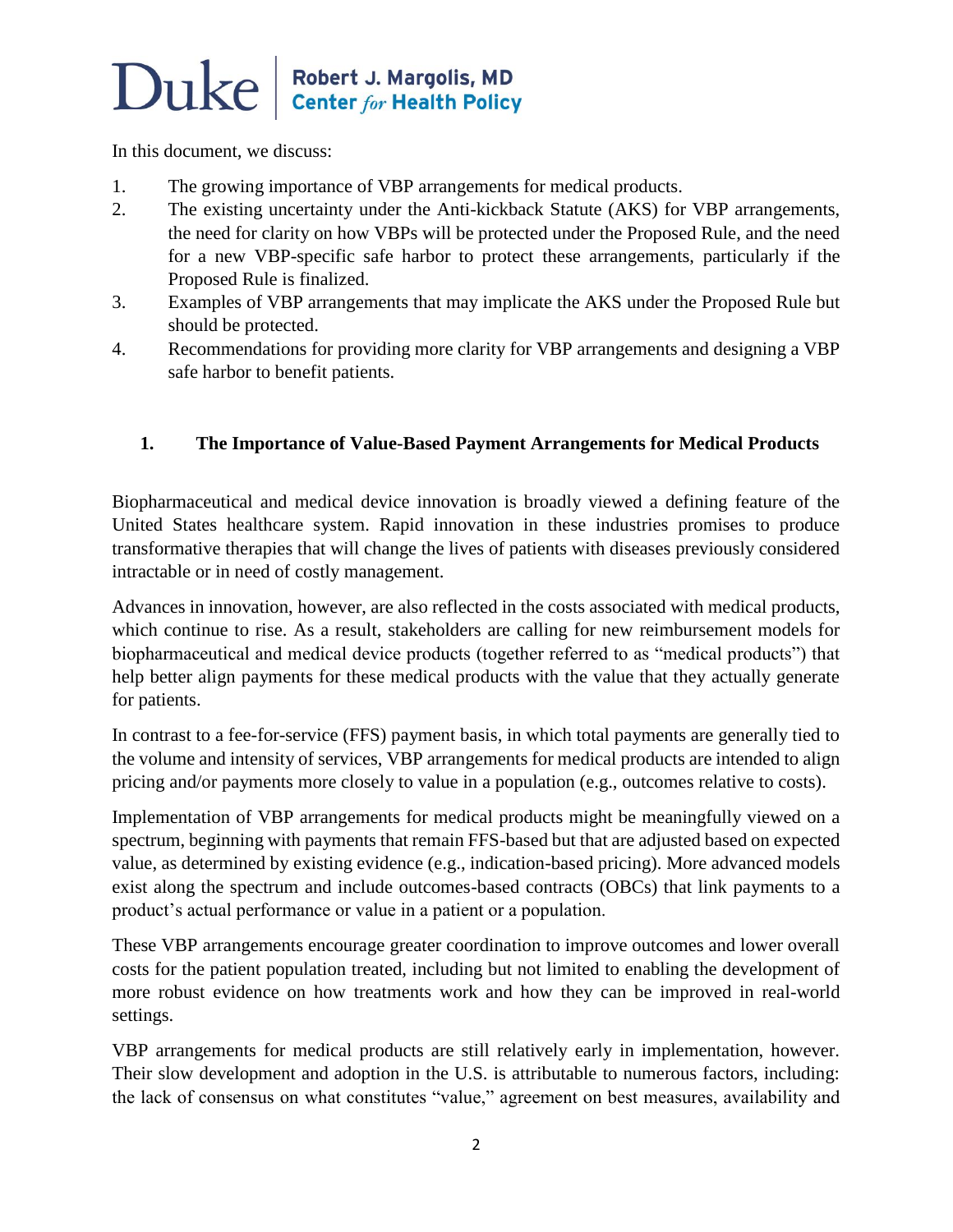In this document, we discuss:

1. The growing importance of VBP arrangements for medical products.
2. The existing uncertainty under the Anti-kickback Statute (AKS) for VBP arrangements, the need for clarity on how VBPs will be protected under the Proposed Rule, and the need for a new VBP-specific safe harbor to protect these arrangements, particularly if the Proposed Rule is finalized.
3. Examples of VBP arrangements that may implicate the AKS under the Proposed Rule but should be protected.
4. Recommendations for providing more clarity for VBP arrangements and designing a VBP safe harbor to benefit patients.

## 1. The Importance of Value-Based Payment Arrangements for Medical Products

Biopharmaceutical and medical device innovation is broadly viewed a defining feature of the United States healthcare system. Rapid innovation in these industries promises to produce transformative therapies that will change the lives of patients with diseases previously considered intractable or in need of costly management.

Advances in innovation, however, are also reflected in the costs associated with medical products, which continue to rise. As a result, stakeholders are calling for new reimbursement models for biopharmaceutical and medical device products (together referred to as "medical products") that help better align payments for these medical products with the value that they actually generate for patients.

In contrast to a fee-for-service (FFS) payment basis, in which total payments are generally tied to the volume and intensity of services, VBP arrangements for medical products are intended to align pricing and/or payments more closely to value in a population (e.g., outcomes relative to costs).

Implementation of VBP arrangements for medical products might be meaningfully viewed on a spectrum, beginning with payments that remain FFS-based but that are adjusted based on expected value, as determined by existing evidence (e.g., indication-based pricing). More advanced models exist along the spectrum and include outcomes-based contracts (OBCs) that link payments to a product's actual performance or value in a patient or a population.

These VBP arrangements encourage greater coordination to improve outcomes and lower overall costs for the patient population treated, including but not limited to enabling the development of more robust evidence on how treatments work and how they can be improved in real-world settings.

VBP arrangements for medical products are still relatively early in implementation, however. Their slow development and adoption in the U.S. is attributable to numerous factors, including: the lack of consensus on what constitutes "value," agreement on best measures, availability and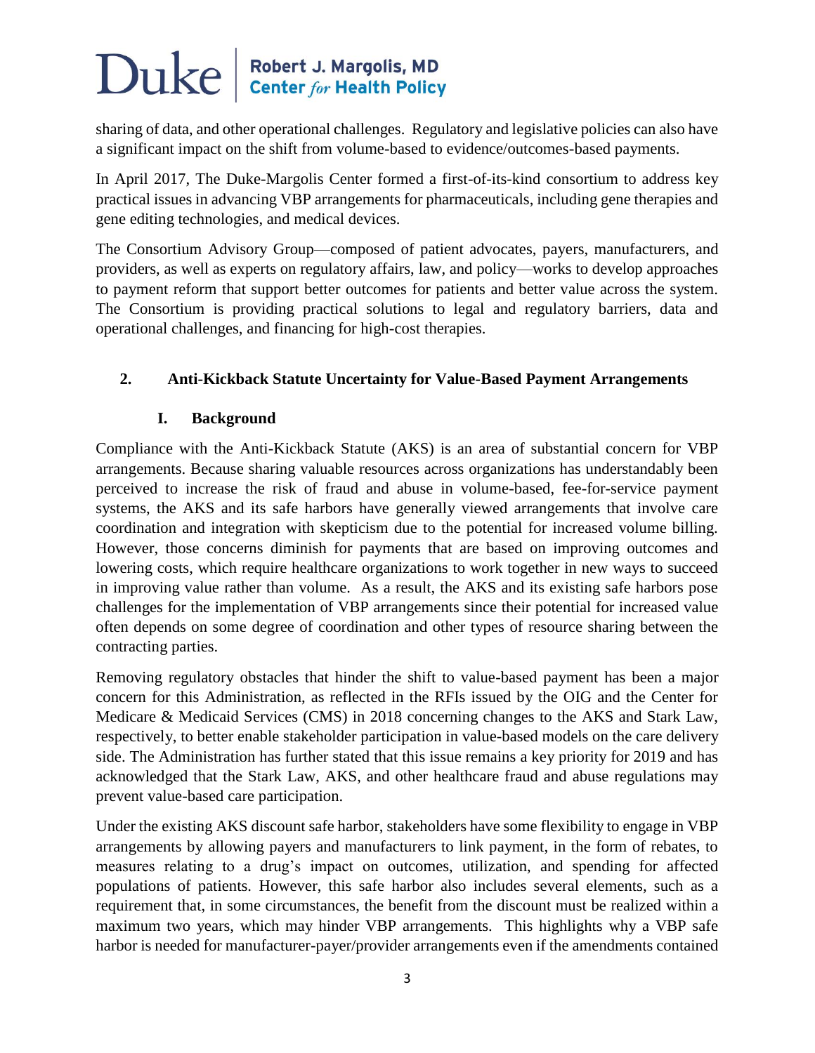sharing of data, and other operational challenges. Regulatory and legislative policies can also have a significant impact on the shift from volume-based to evidence/outcomes-based payments.

In April 2017, The Duke-Margolis Center formed a first-of-its-kind consortium to address key practical issues in advancing VBP arrangements for pharmaceuticals, including gene therapies and gene editing technologies, and medical devices.

The Consortium Advisory Group—composed of patient advocates, payers, manufacturers, and providers, as well as experts on regulatory affairs, law, and policy—works to develop approaches to payment reform that support better outcomes for patients and better value across the system. The Consortium is providing practical solutions to legal and regulatory barriers, data and operational challenges, and financing for high-cost therapies.

## 2. Anti-Kickback Statute Uncertainty for Value-Based Payment Arrangements

### I. Background

Compliance with the Anti-Kickback Statute (AKS) is an area of substantial concern for VBP arrangements. Because sharing valuable resources across organizations has understandably been perceived to increase the risk of fraud and abuse in volume-based, fee-for-service payment systems, the AKS and its safe harbors have generally viewed arrangements that involve care coordination and integration with skepticism due to the potential for increased volume billing. However, those concerns diminish for payments that are based on improving outcomes and lowering costs, which require healthcare organizations to work together in new ways to succeed in improving value rather than volume. As a result, the AKS and its existing safe harbors pose challenges for the implementation of VBP arrangements since their potential for increased value often depends on some degree of coordination and other types of resource sharing between the contracting parties.

Removing regulatory obstacles that hinder the shift to value-based payment has been a major concern for this Administration, as reflected in the RFIs issued by the OIG and the Center for Medicare & Medicaid Services (CMS) in 2018 concerning changes to the AKS and Stark Law, respectively, to better enable stakeholder participation in value-based models on the care delivery side. The Administration has further stated that this issue remains a key priority for 2019 and has acknowledged that the Stark Law, AKS, and other healthcare fraud and abuse regulations may prevent value-based care participation.

Under the existing AKS discount safe harbor, stakeholders have some flexibility to engage in VBP arrangements by allowing payers and manufacturers to link payment, in the form of rebates, to measures relating to a drug's impact on outcomes, utilization, and spending for affected populations of patients. However, this safe harbor also includes several elements, such as a requirement that, in some circumstances, the benefit from the discount must be realized within a maximum two years, which may hinder VBP arrangements. This highlights why a VBP safe harbor is needed for manufacturer-payer/provider arrangements even if the amendments contained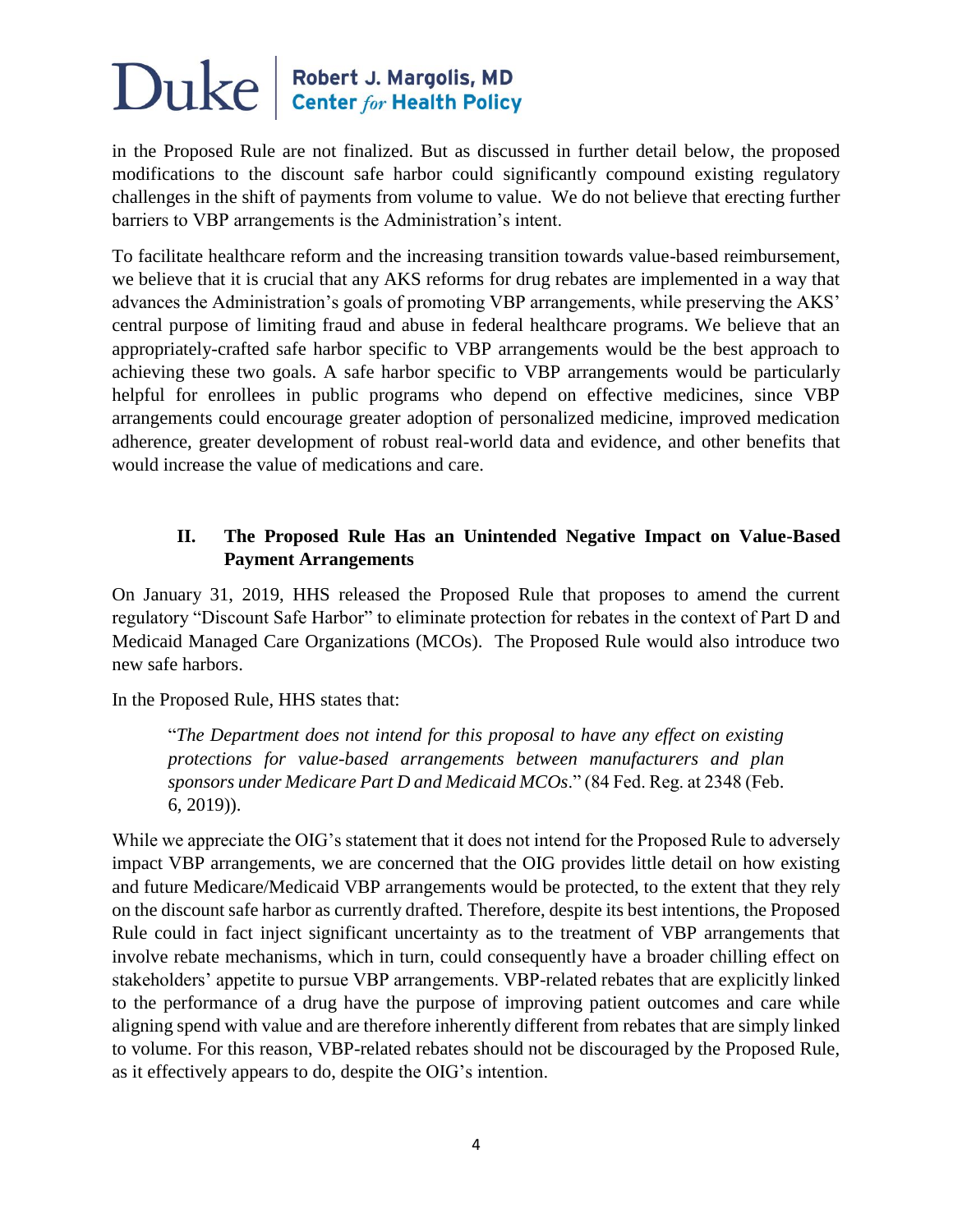in the Proposed Rule are not finalized. But as discussed in further detail below, the proposed modifications to the discount safe harbor could significantly compound existing regulatory challenges in the shift of payments from volume to value. We do not believe that erecting further barriers to VBP arrangements is the Administration's intent.

To facilitate healthcare reform and the increasing transition towards value-based reimbursement, we believe that it is crucial that any AKS reforms for drug rebates are implemented in a way that advances the Administration's goals of promoting VBP arrangements, while preserving the AKS' central purpose of limiting fraud and abuse in federal healthcare programs. We believe that an appropriately-crafted safe harbor specific to VBP arrangements would be the best approach to achieving these two goals. A safe harbor specific to VBP arrangements would be particularly helpful for enrollees in public programs who depend on effective medicines, since VBP arrangements could encourage greater adoption of personalized medicine, improved medication adherence, greater development of robust real-world data and evidence, and other benefits that would increase the value of medications and care.

## II. The Proposed Rule Has an Unintended Negative Impact on Value-Based Payment Arrangements

On January 31, 2019, HHS released the Proposed Rule that proposes to amend the current regulatory "Discount Safe Harbor" to eliminate protection for rebates in the context of Part D and Medicaid Managed Care Organizations (MCOs). The Proposed Rule would also introduce two new safe harbors.

In the Proposed Rule, HHS states that:

> "*The Department does not intend for this proposal to have any effect on existing protections for value-based arrangements between manufacturers and plan sponsors under Medicare Part D and Medicaid MCOs*." (84 Fed. Reg. at 2348 (Feb. 6, 2019)).

While we appreciate the OIG's statement that it does not intend for the Proposed Rule to adversely impact VBP arrangements, we are concerned that the OIG provides little detail on how existing and future Medicare/Medicaid VBP arrangements would be protected, to the extent that they rely on the discount safe harbor as currently drafted. Therefore, despite its best intentions, the Proposed Rule could in fact inject significant uncertainty as to the treatment of VBP arrangements that involve rebate mechanisms, which in turn, could consequently have a broader chilling effect on stakeholders' appetite to pursue VBP arrangements. VBP-related rebates that are explicitly linked to the performance of a drug have the purpose of improving patient outcomes and care while aligning spend with value and are therefore inherently different from rebates that are simply linked to volume. For this reason, VBP-related rebates should not be discouraged by the Proposed Rule, as it effectively appears to do, despite the OIG's intention.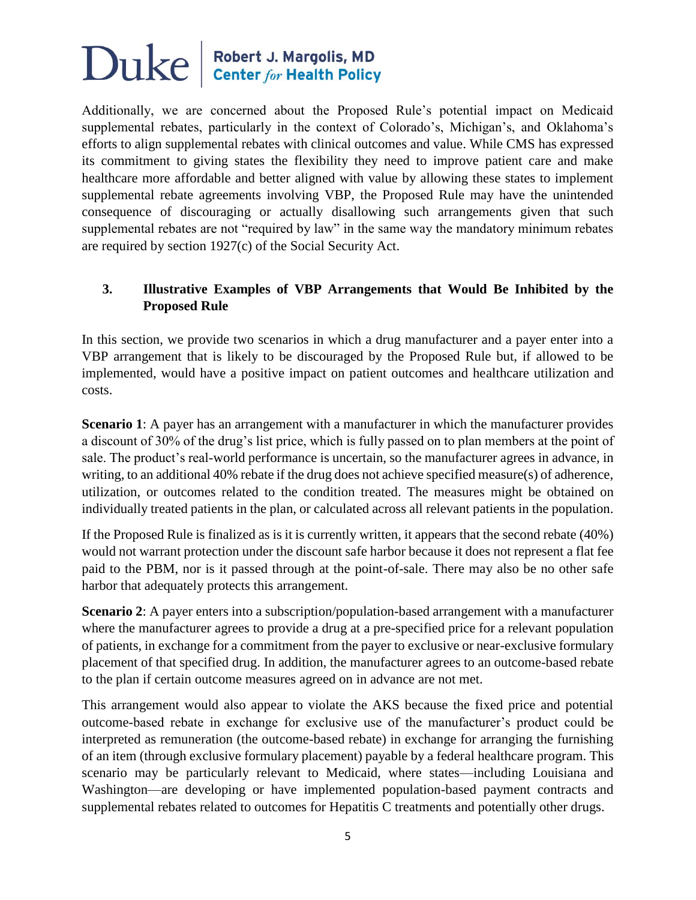Additionally, we are concerned about the Proposed Rule's potential impact on Medicaid supplemental rebates, particularly in the context of Colorado's, Michigan's, and Oklahoma's efforts to align supplemental rebates with clinical outcomes and value. While CMS has expressed its commitment to giving states the flexibility they need to improve patient care and make healthcare more affordable and better aligned with value by allowing these states to implement supplemental rebate agreements involving VBP, the Proposed Rule may have the unintended consequence of discouraging or actually disallowing such arrangements given that such supplemental rebates are not "required by law" in the same way the mandatory minimum rebates are required by section 1927(c) of the Social Security Act.

### 3. Illustrative Examples of VBP Arrangements that Would Be Inhibited by the Proposed Rule

In this section, we provide two scenarios in which a drug manufacturer and a payer enter into a VBP arrangement that is likely to be discouraged by the Proposed Rule but, if allowed to be implemented, would have a positive impact on patient outcomes and healthcare utilization and costs.

**Scenario 1**: A payer has an arrangement with a manufacturer in which the manufacturer provides a discount of 30% of the drug's list price, which is fully passed on to plan members at the point of sale. The product's real-world performance is uncertain, so the manufacturer agrees in advance, in writing, to an additional 40% rebate if the drug does not achieve specified measure(s) of adherence, utilization, or outcomes related to the condition treated. The measures might be obtained on individually treated patients in the plan, or calculated across all relevant patients in the population.

If the Proposed Rule is finalized as is it is currently written, it appears that the second rebate (40%) would not warrant protection under the discount safe harbor because it does not represent a flat fee paid to the PBM, nor is it passed through at the point-of-sale. There may also be no other safe harbor that adequately protects this arrangement.

**Scenario 2**: A payer enters into a subscription/population-based arrangement with a manufacturer where the manufacturer agrees to provide a drug at a pre-specified price for a relevant population of patients, in exchange for a commitment from the payer to exclusive or near-exclusive formulary placement of that specified drug. In addition, the manufacturer agrees to an outcome-based rebate to the plan if certain outcome measures agreed on in advance are not met.

This arrangement would also appear to violate the AKS because the fixed price and potential outcome-based rebate in exchange for exclusive use of the manufacturer's product could be interpreted as remuneration (the outcome-based rebate) in exchange for arranging the furnishing of an item (through exclusive formulary placement) payable by a federal healthcare program. This scenario may be particularly relevant to Medicaid, where states—including Louisiana and Washington—are developing or have implemented population-based payment contracts and supplemental rebates related to outcomes for Hepatitis C treatments and potentially other drugs.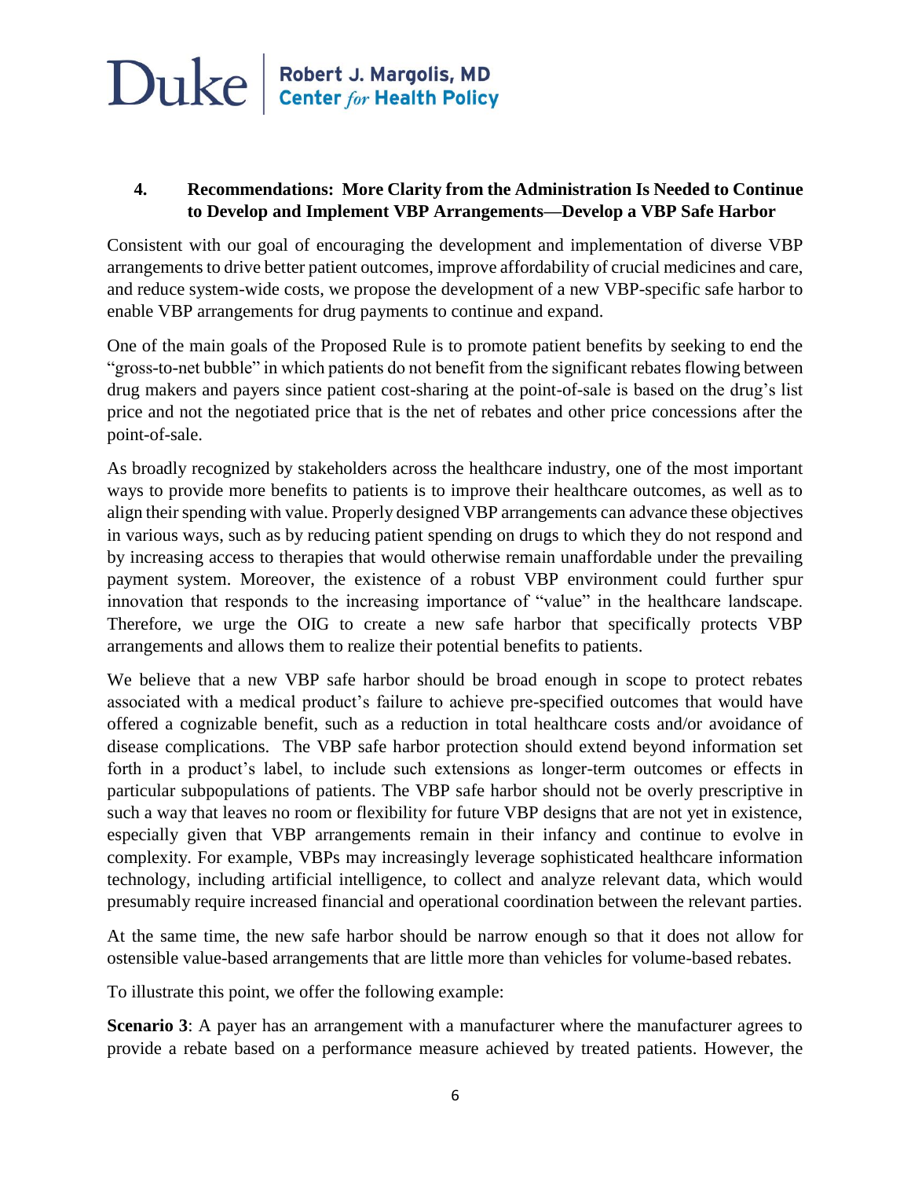## 4. Recommendations: More Clarity from the Administration Is Needed to Continue to Develop and Implement VBP Arrangements—Develop a VBP Safe Harbor

Consistent with our goal of encouraging the development and implementation of diverse VBP arrangements to drive better patient outcomes, improve affordability of crucial medicines and care, and reduce system-wide costs, we propose the development of a new VBP-specific safe harbor to enable VBP arrangements for drug payments to continue and expand.

One of the main goals of the Proposed Rule is to promote patient benefits by seeking to end the "gross-to-net bubble" in which patients do not benefit from the significant rebates flowing between drug makers and payers since patient cost-sharing at the point-of-sale is based on the drug's list price and not the negotiated price that is the net of rebates and other price concessions after the point-of-sale.

As broadly recognized by stakeholders across the healthcare industry, one of the most important ways to provide more benefits to patients is to improve their healthcare outcomes, as well as to align their spending with value. Properly designed VBP arrangements can advance these objectives in various ways, such as by reducing patient spending on drugs to which they do not respond and by increasing access to therapies that would otherwise remain unaffordable under the prevailing payment system. Moreover, the existence of a robust VBP environment could further spur innovation that responds to the increasing importance of "value" in the healthcare landscape. Therefore, we urge the OIG to create a new safe harbor that specifically protects VBP arrangements and allows them to realize their potential benefits to patients.

We believe that a new VBP safe harbor should be broad enough in scope to protect rebates associated with a medical product's failure to achieve pre-specified outcomes that would have offered a cognizable benefit, such as a reduction in total healthcare costs and/or avoidance of disease complications. The VBP safe harbor protection should extend beyond information set forth in a product's label, to include such extensions as longer-term outcomes or effects in particular subpopulations of patients. The VBP safe harbor should not be overly prescriptive in such a way that leaves no room or flexibility for future VBP designs that are not yet in existence, especially given that VBP arrangements remain in their infancy and continue to evolve in complexity. For example, VBPs may increasingly leverage sophisticated healthcare information technology, including artificial intelligence, to collect and analyze relevant data, which would presumably require increased financial and operational coordination between the relevant parties.

At the same time, the new safe harbor should be narrow enough so that it does not allow for ostensible value-based arrangements that are little more than vehicles for volume-based rebates.

To illustrate this point, we offer the following example:

**Scenario 3**: A payer has an arrangement with a manufacturer where the manufacturer agrees to provide a rebate based on a performance measure achieved by treated patients. However, the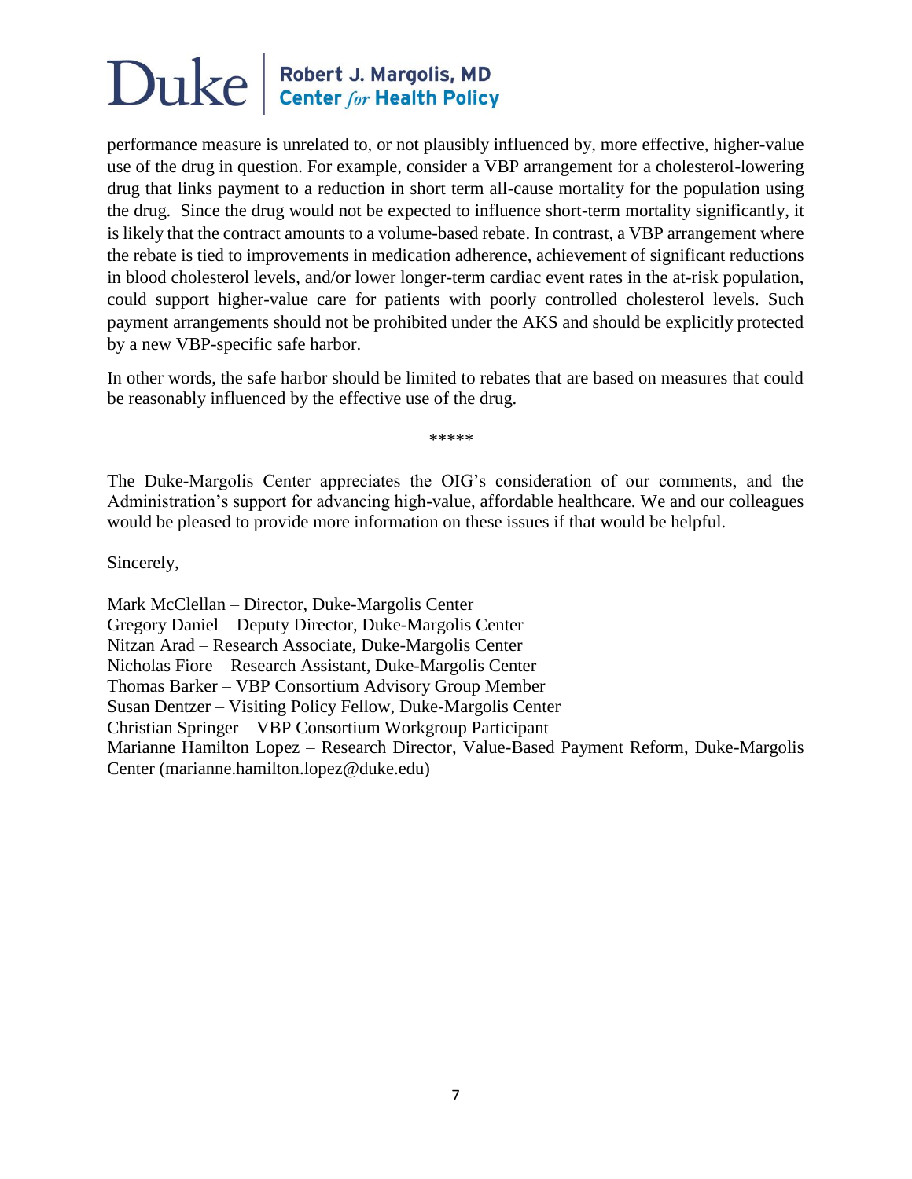performance measure is unrelated to, or not plausibly influenced by, more effective, higher-value use of the drug in question. For example, consider a VBP arrangement for a cholesterol-lowering drug that links payment to a reduction in short term all-cause mortality for the population using the drug. Since the drug would not be expected to influence short-term mortality significantly, it is likely that the contract amounts to a volume-based rebate. In contrast, a VBP arrangement where the rebate is tied to improvements in medication adherence, achievement of significant reductions in blood cholesterol levels, and/or lower longer-term cardiac event rates in the at-risk population, could support higher-value care for patients with poorly controlled cholesterol levels. Such payment arrangements should not be prohibited under the AKS and should be explicitly protected by a new VBP-specific safe harbor.

In other words, the safe harbor should be limited to rebates that are based on measures that could be reasonably influenced by the effective use of the drug.

*****

The Duke-Margolis Center appreciates the OIG's consideration of our comments, and the Administration's support for advancing high-value, affordable healthcare. We and our colleagues would be pleased to provide more information on these issues if that would be helpful.

Sincerely,

Mark McClellan – Director, Duke-Margolis Center
Gregory Daniel – Deputy Director, Duke-Margolis Center
Nitzan Arad – Research Associate, Duke-Margolis Center
Nicholas Fiore – Research Assistant, Duke-Margolis Center
Thomas Barker – VBP Consortium Advisory Group Member
Susan Dentzer – Visiting Policy Fellow, Duke-Margolis Center
Christian Springer – VBP Consortium Workgroup Participant
Marianne Hamilton Lopez – Research Director, Value-Based Payment Reform, Duke-Margolis Center (marianne.hamilton.lopez@duke.edu)